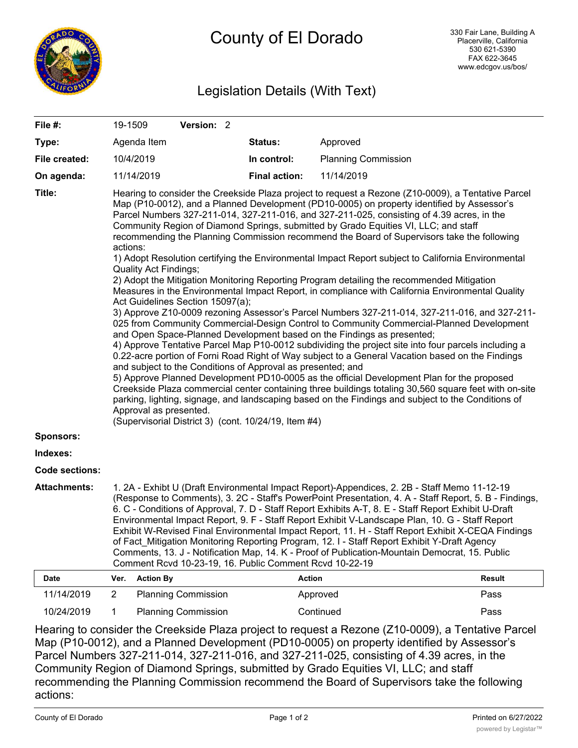# County of El Dorado

330 Fair Lane, Building A
Placerville, California
530 621-5390
FAX 622-3645
www.edcgov.us/bos/

## Legislation Details (With Text)

| | | | |
|---|---|---|---|
| **File #:** | 19-1509 **Version:** 2 | | |
| **Type:** | Agenda Item | **Status:** | Approved |
| **File created:** | 10/4/2019 | **In control:** | Planning Commission |
| **On agenda:** | 11/14/2019 | **Final action:** | 11/14/2019 |

**Title:** Hearing to consider the Creekside Plaza project to request a Rezone (Z10-0009), a Tentative Parcel Map (P10-0012), and a Planned Development (PD10-0005) on property identified by Assessor's Parcel Numbers 327-211-014, 327-211-016, and 327-211-025, consisting of 4.39 acres, in the Community Region of Diamond Springs, submitted by Grado Equities VI, LLC; and staff recommending the Planning Commission recommend the Board of Supervisors take the following actions:
1) Adopt Resolution certifying the Environmental Impact Report subject to California Environmental Quality Act Findings;
2) Adopt the Mitigation Monitoring Reporting Program detailing the recommended Mitigation Measures in the Environmental Impact Report, in compliance with California Environmental Quality Act Guidelines Section 15097(a);
3) Approve Z10-0009 rezoning Assessor's Parcel Numbers 327-211-014, 327-211-016, and 327-211-025 from Community Commercial-Design Control to Community Commercial-Planned Development and Open Space-Planned Development based on the Findings as presented;
4) Approve Tentative Parcel Map P10-0012 subdividing the project site into four parcels including a 0.22-acre portion of Forni Road Right of Way subject to a General Vacation based on the Findings and subject to the Conditions of Approval as presented; and
5) Approve Planned Development PD10-0005 as the official Development Plan for the proposed Creekside Plaza commercial center containing three buildings totaling 30,560 square feet with on-site parking, lighting, signage, and landscaping based on the Findings and subject to the Conditions of Approval as presented.
(Supervisorial District 3) (cont. 10/24/19, Item #4)

**Sponsors:**

**Indexes:**

**Code sections:**

**Attachments:** 1. 2A - Exhibit U (Draft Environmental Impact Report)-Appendices, 2. 2B - Staff Memo 11-12-19 (Response to Comments), 3. 2C - Staff's PowerPoint Presentation, 4. A - Staff Report, 5. B - Findings, 6. C - Conditions of Approval, 7. D - Staff Report Exhibits A-T, 8. E - Staff Report Exhibit U-Draft Environmental Impact Report, 9. F - Staff Report Exhibit V-Landscape Plan, 10. G - Staff Report Exhibit W-Revised Final Environmental Impact Report, 11. H - Staff Report Exhibit X-CEQA Findings of Fact_Mitigation Monitoring Reporting Program, 12. I - Staff Report Exhibit Y-Draft Agency Comments, 13. J - Notification Map, 14. K - Proof of Publication-Mountain Democrat, 15. Public Comment Rcvd 10-23-19, 16. Public Comment Rcvd 10-22-19

| Date | Ver. | Action By | Action | Result |
|---|---|---|---|---|
| 11/14/2019 | 2 | Planning Commission | Approved | Pass |
| 10/24/2019 | 1 | Planning Commission | Continued | Pass |

Hearing to consider the Creekside Plaza project to request a Rezone (Z10-0009), a Tentative Parcel Map (P10-0012), and a Planned Development (PD10-0005) on property identified by Assessor's Parcel Numbers 327-211-014, 327-211-016, and 327-211-025, consisting of 4.39 acres, in the Community Region of Diamond Springs, submitted by Grado Equities VI, LLC; and staff recommending the Planning Commission recommend the Board of Supervisors take the following actions: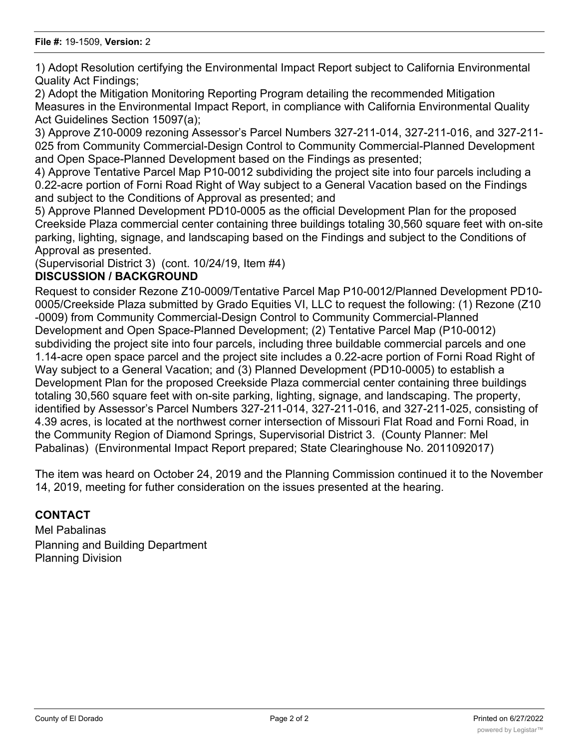**File #:** 19-1509, **Version:** 2

1) Adopt Resolution certifying the Environmental Impact Report subject to California Environmental Quality Act Findings;
2) Adopt the Mitigation Monitoring Reporting Program detailing the recommended Mitigation Measures in the Environmental Impact Report, in compliance with California Environmental Quality Act Guidelines Section 15097(a);
3) Approve Z10-0009 rezoning Assessor's Parcel Numbers 327-211-014, 327-211-016, and 327-211-025 from Community Commercial-Design Control to Community Commercial-Planned Development and Open Space-Planned Development based on the Findings as presented;
4) Approve Tentative Parcel Map P10-0012 subdividing the project site into four parcels including a 0.22-acre portion of Forni Road Right of Way subject to a General Vacation based on the Findings and subject to the Conditions of Approval as presented; and
5) Approve Planned Development PD10-0005 as the official Development Plan for the proposed Creekside Plaza commercial center containing three buildings totaling 30,560 square feet with on-site parking, lighting, signage, and landscaping based on the Findings and subject to the Conditions of Approval as presented.
(Supervisorial District 3) (cont. 10/24/19, Item #4)

**DISCUSSION / BACKGROUND**

Request to consider Rezone Z10-0009/Tentative Parcel Map P10-0012/Planned Development PD10-0005/Creekside Plaza submitted by Grado Equities VI, LLC to request the following: (1) Rezone (Z10-0009) from Community Commercial-Design Control to Community Commercial-Planned Development and Open Space-Planned Development; (2) Tentative Parcel Map (P10-0012) subdividing the project site into four parcels, including three buildable commercial parcels and one 1.14-acre open space parcel and the project site includes a 0.22-acre portion of Forni Road Right of Way subject to a General Vacation; and (3) Planned Development (PD10-0005) to establish a Development Plan for the proposed Creekside Plaza commercial center containing three buildings totaling 30,560 square feet with on-site parking, lighting, signage, and landscaping. The property, identified by Assessor's Parcel Numbers 327-211-014, 327-211-016, and 327-211-025, consisting of 4.39 acres, is located at the northwest corner intersection of Missouri Flat Road and Forni Road, in the Community Region of Diamond Springs, Supervisorial District 3. (County Planner: Mel Pabalinas) (Environmental Impact Report prepared; State Clearinghouse No. 2011092017)

The item was heard on October 24, 2019 and the Planning Commission continued it to the November 14, 2019, meeting for futher consideration on the issues presented at the hearing.

**CONTACT**

Mel Pabalinas
Planning and Building Department
Planning Division